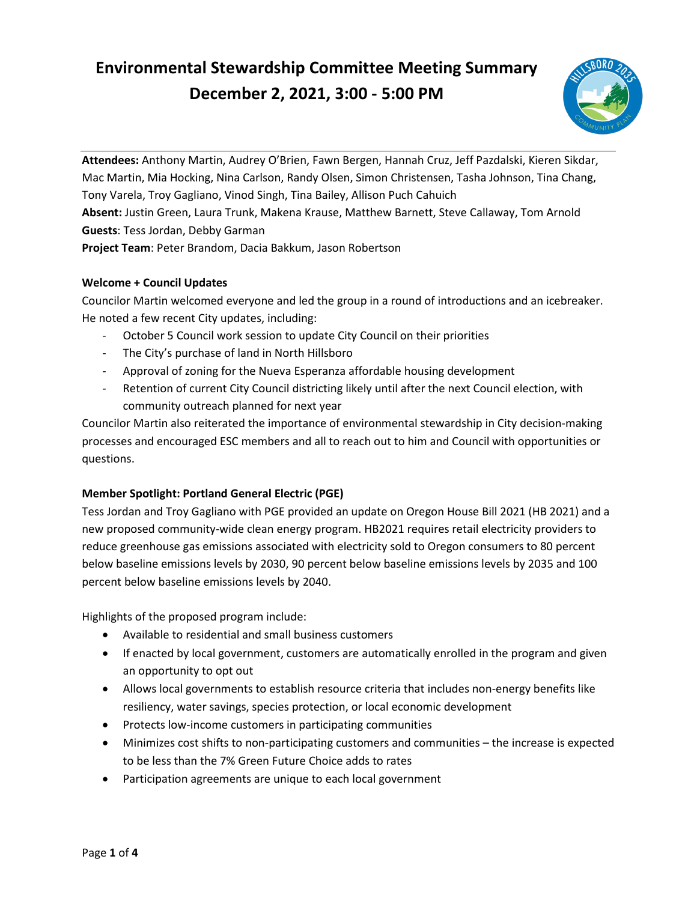# Environmental Stewardship Committee Meeting Summary
# December 2, 2021, 3:00 - 5:00 PM

**Attendees:** Anthony Martin, Audrey O'Brien, Fawn Bergen, Hannah Cruz, Jeff Pazdalski, Kieren Sikdar, Mac Martin, Mia Hocking, Nina Carlson, Randy Olsen, Simon Christensen, Tasha Johnson, Tina Chang, Tony Varela, Troy Gagliano, Vinod Singh, Tina Bailey, Allison Puch Cahuich
**Absent:** Justin Green, Laura Trunk, Makena Krause, Matthew Barnett, Steve Callaway, Tom Arnold
**Guests**: Tess Jordan, Debby Garman
**Project Team**: Peter Brandom, Dacia Bakkum, Jason Robertson

**Welcome + Council Updates**

Councilor Martin welcomed everyone and led the group in a round of introductions and an icebreaker. He noted a few recent City updates, including:

- October 5 Council work session to update City Council on their priorities
- The City's purchase of land in North Hillsboro
- Approval of zoning for the Nueva Esperanza affordable housing development
- Retention of current City Council districting likely until after the next Council election, with community outreach planned for next year

Councilor Martin also reiterated the importance of environmental stewardship in City decision-making processes and encouraged ESC members and all to reach out to him and Council with opportunities or questions.

**Member Spotlight: Portland General Electric (PGE)**

Tess Jordan and Troy Gagliano with PGE provided an update on Oregon House Bill 2021 (HB 2021) and a new proposed community-wide clean energy program. HB2021 requires retail electricity providers to reduce greenhouse gas emissions associated with electricity sold to Oregon consumers to 80 percent below baseline emissions levels by 2030, 90 percent below baseline emissions levels by 2035 and 100 percent below baseline emissions levels by 2040.

Highlights of the proposed program include:

- Available to residential and small business customers
- If enacted by local government, customers are automatically enrolled in the program and given an opportunity to opt out
- Allows local governments to establish resource criteria that includes non-energy benefits like resiliency, water savings, species protection, or local economic development
- Protects low-income customers in participating communities
- Minimizes cost shifts to non-participating customers and communities – the increase is expected to be less than the 7% Green Future Choice adds to rates
- Participation agreements are unique to each local government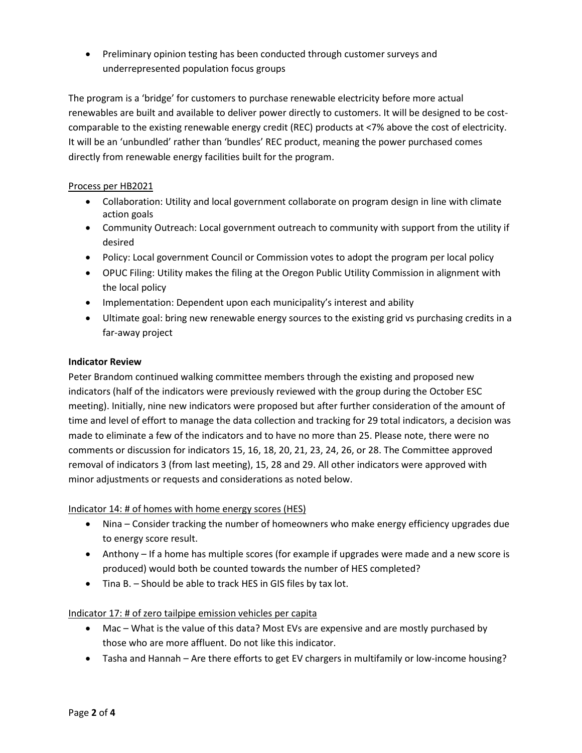- Preliminary opinion testing has been conducted through customer surveys and underrepresented population focus groups

The program is a 'bridge' for customers to purchase renewable electricity before more actual renewables are built and available to deliver power directly to customers. It will be designed to be cost-comparable to the existing renewable energy credit (REC) products at <7% above the cost of electricity. It will be an 'unbundled' rather than 'bundles' REC product, meaning the power purchased comes directly from renewable energy facilities built for the program.

<u>Process per HB2021</u>

- Collaboration: Utility and local government collaborate on program design in line with climate action goals
- Community Outreach: Local government outreach to community with support from the utility if desired
- Policy: Local government Council or Commission votes to adopt the program per local policy
- OPUC Filing: Utility makes the filing at the Oregon Public Utility Commission in alignment with the local policy
- Implementation: Dependent upon each municipality's interest and ability
- Ultimate goal: bring new renewable energy sources to the existing grid vs purchasing credits in a far-away project

**Indicator Review**

Peter Brandom continued walking committee members through the existing and proposed new indicators (half of the indicators were previously reviewed with the group during the October ESC meeting). Initially, nine new indicators were proposed but after further consideration of the amount of time and level of effort to manage the data collection and tracking for 29 total indicators, a decision was made to eliminate a few of the indicators and to have no more than 25. Please note, there were no comments or discussion for indicators 15, 16, 18, 20, 21, 23, 24, 26, or 28. The Committee approved removal of indicators 3 (from last meeting), 15, 28 and 29. All other indicators were approved with minor adjustments or requests and considerations as noted below.

<u>Indicator 14: # of homes with home energy scores (HES)</u>

- Nina – Consider tracking the number of homeowners who make energy efficiency upgrades due to energy score result.
- Anthony – If a home has multiple scores (for example if upgrades were made and a new score is produced) would both be counted towards the number of HES completed?
- Tina B. – Should be able to track HES in GIS files by tax lot.

<u>Indicator 17: # of zero tailpipe emission vehicles per capita</u>

- Mac – What is the value of this data? Most EVs are expensive and are mostly purchased by those who are more affluent. Do not like this indicator.
- Tasha and Hannah – Are there efforts to get EV chargers in multifamily or low-income housing?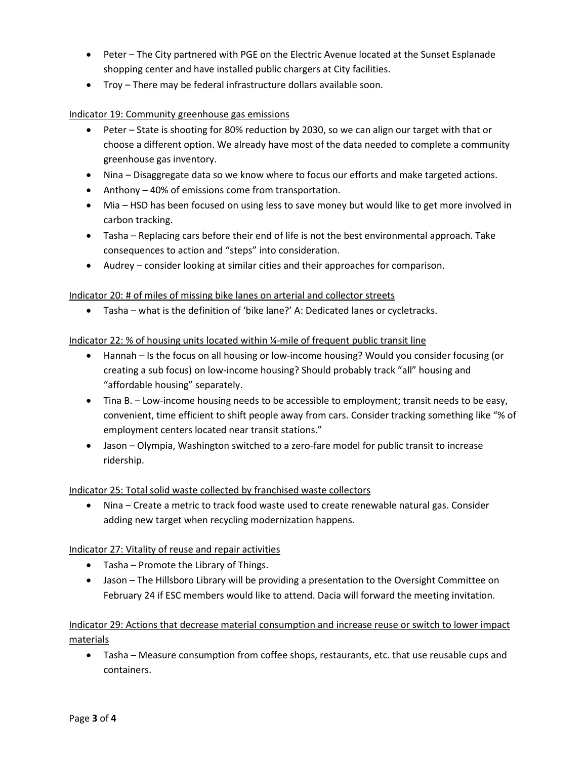- Peter – The City partnered with PGE on the Electric Avenue located at the Sunset Esplanade shopping center and have installed public chargers at City facilities.
- Troy – There may be federal infrastructure dollars available soon.

Indicator 19: Community greenhouse gas emissions

- Peter – State is shooting for 80% reduction by 2030, so we can align our target with that or choose a different option. We already have most of the data needed to complete a community greenhouse gas inventory.
- Nina – Disaggregate data so we know where to focus our efforts and make targeted actions.
- Anthony – 40% of emissions come from transportation.
- Mia – HSD has been focused on using less to save money but would like to get more involved in carbon tracking.
- Tasha – Replacing cars before their end of life is not the best environmental approach. Take consequences to action and "steps" into consideration.
- Audrey – consider looking at similar cities and their approaches for comparison.

Indicator 20: # of miles of missing bike lanes on arterial and collector streets

- Tasha – what is the definition of 'bike lane?' A: Dedicated lanes or cycletracks.

Indicator 22: % of housing units located within ¼-mile of frequent public transit line

- Hannah – Is the focus on all housing or low-income housing? Would you consider focusing (or creating a sub focus) on low-income housing? Should probably track "all" housing and "affordable housing" separately.
- Tina B. – Low-income housing needs to be accessible to employment; transit needs to be easy, convenient, time efficient to shift people away from cars. Consider tracking something like "% of employment centers located near transit stations."
- Jason – Olympia, Washington switched to a zero-fare model for public transit to increase ridership.

Indicator 25: Total solid waste collected by franchised waste collectors

- Nina – Create a metric to track food waste used to create renewable natural gas. Consider adding new target when recycling modernization happens.

Indicator 27: Vitality of reuse and repair activities

- Tasha – Promote the Library of Things.
- Jason – The Hillsboro Library will be providing a presentation to the Oversight Committee on February 24 if ESC members would like to attend. Dacia will forward the meeting invitation.

Indicator 29: Actions that decrease material consumption and increase reuse or switch to lower impact materials

- Tasha – Measure consumption from coffee shops, restaurants, etc. that use reusable cups and containers.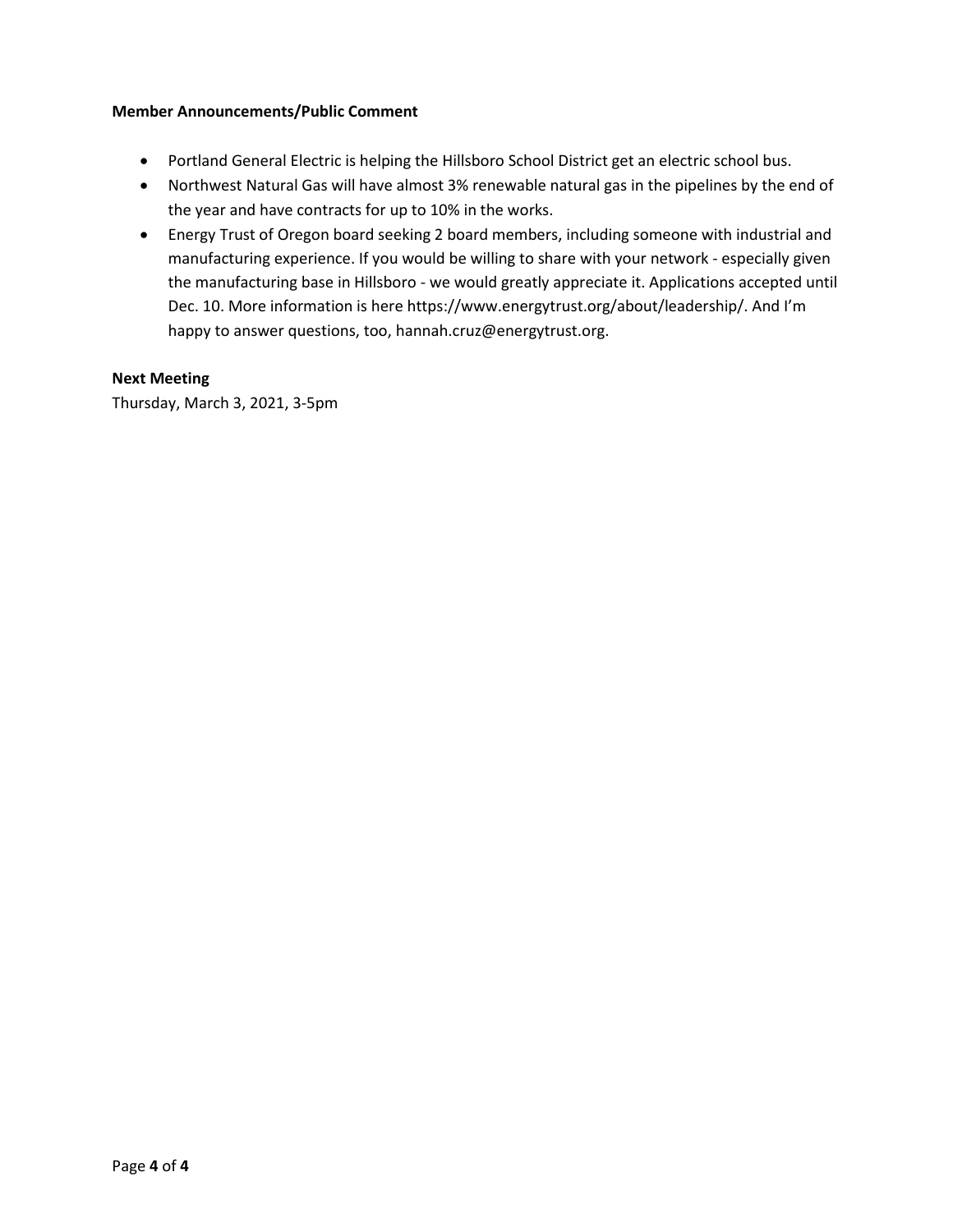**Member Announcements/Public Comment**

- Portland General Electric is helping the Hillsboro School District get an electric school bus.
- Northwest Natural Gas will have almost 3% renewable natural gas in the pipelines by the end of the year and have contracts for up to 10% in the works.
- Energy Trust of Oregon board seeking 2 board members, including someone with industrial and manufacturing experience. If you would be willing to share with your network - especially given the manufacturing base in Hillsboro - we would greatly appreciate it. Applications accepted until Dec. 10. More information is here https://www.energytrust.org/about/leadership/. And I'm happy to answer questions, too, hannah.cruz@energytrust.org.

**Next Meeting**

Thursday, March 3, 2021, 3-5pm